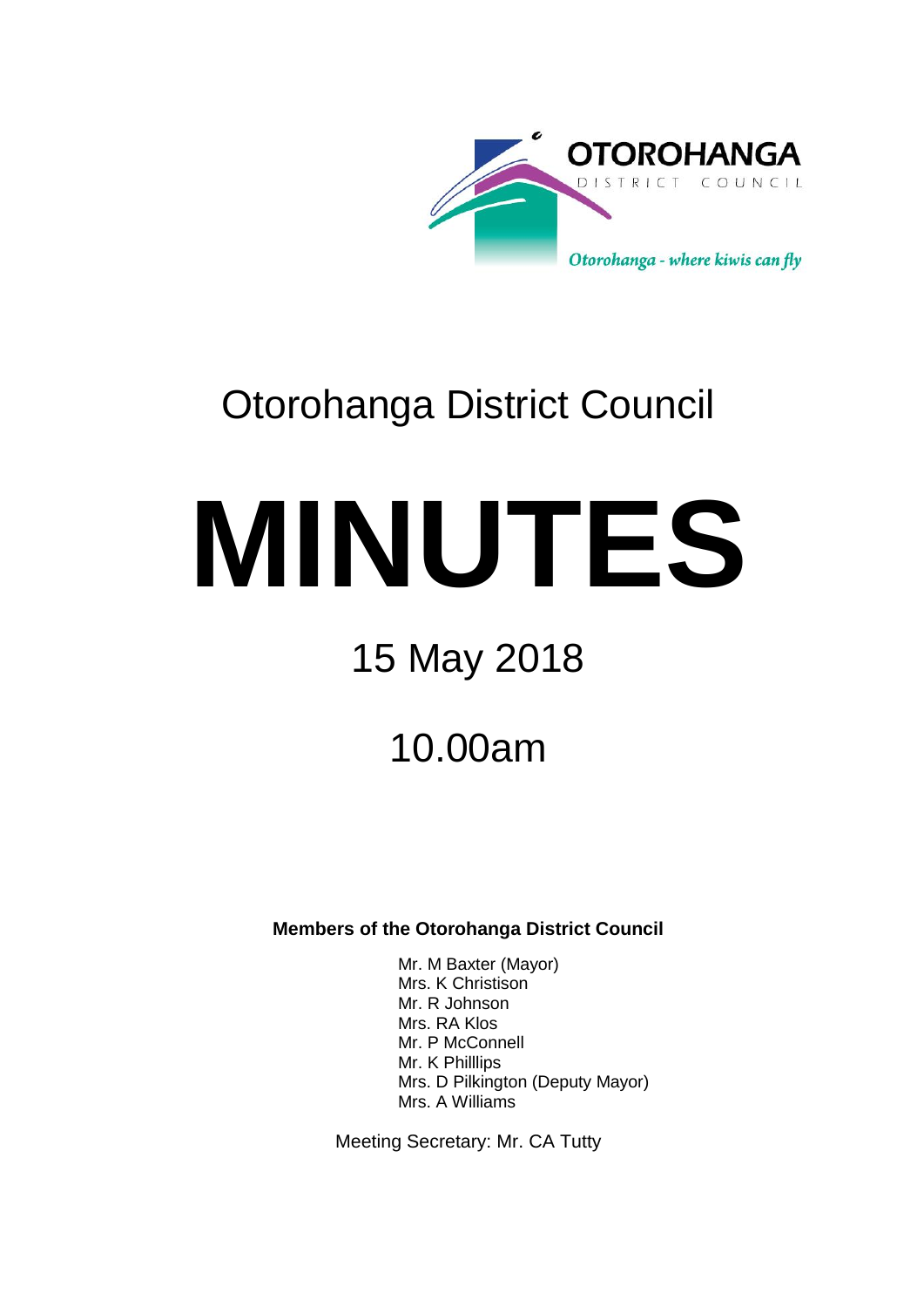OTOROHANGA DISTRICT COUNCIL

*Otorohanga - where kiwis can fly*

# Otorohanga District Council

# MINUTES

## 15 May 2018

## 10.00am

**Members of the Otorohanga District Council**

Mr. M Baxter (Mayor)
Mrs. K Christison
Mr. R Johnson
Mrs. RA Klos
Mr. P McConnell
Mr. K Philllips
Mrs. D Pilkington (Deputy Mayor)
Mrs. A Williams

Meeting Secretary: Mr. CA Tutty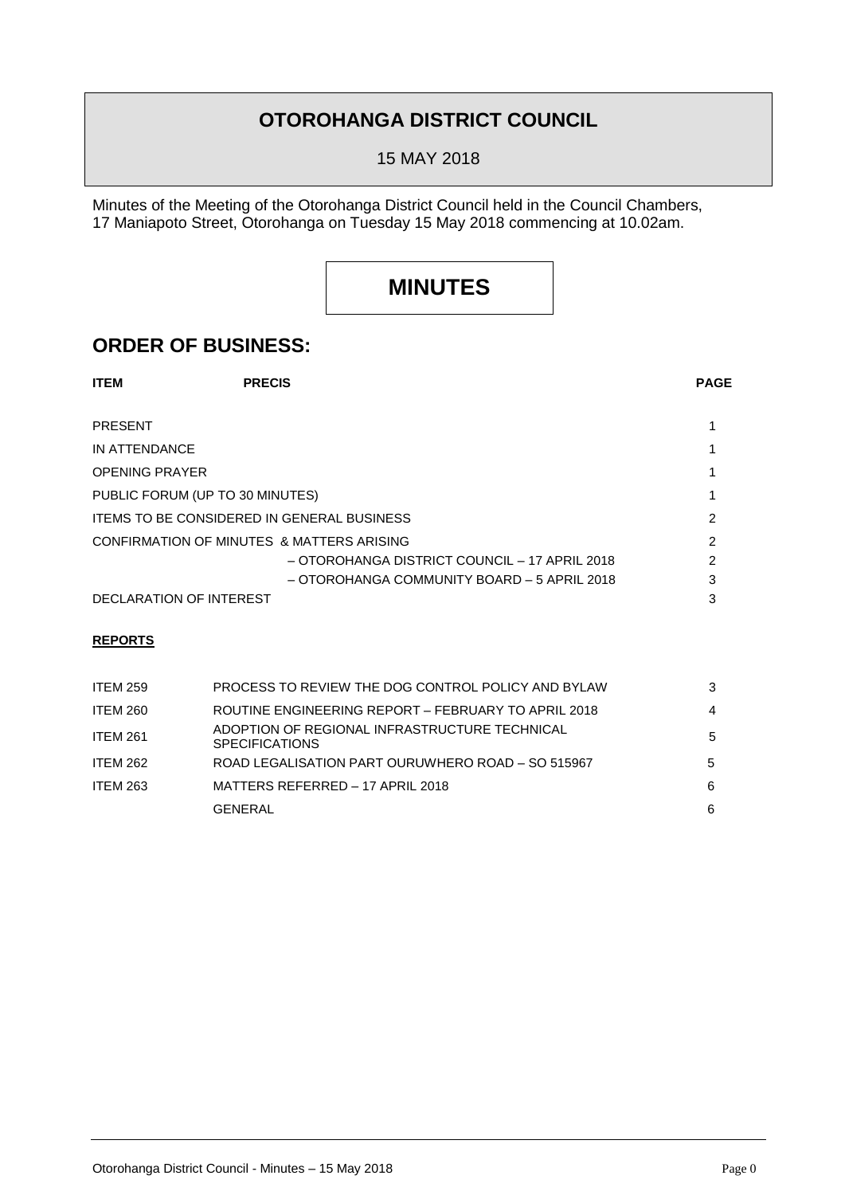# OTOROHANGA DISTRICT COUNCIL

15 MAY 2018

Minutes of the Meeting of the Otorohanga District Council held in the Council Chambers, 17 Maniapoto Street, Otorohanga on Tuesday 15 May 2018 commencing at 10.02am.

# MINUTES

## ORDER OF BUSINESS:

| ITEM | PRECIS | PAGE |
|---|---|---|
| PRESENT | | 1 |
| IN ATTENDANCE | | 1 |
| OPENING PRAYER | | 1 |
| PUBLIC FORUM (UP TO 30 MINUTES) | | 1 |
| ITEMS TO BE CONSIDERED IN GENERAL BUSINESS | | 2 |
| CONFIRMATION OF MINUTES & MATTERS ARISING | | 2 |
| | – OTOROHANGA DISTRICT COUNCIL – 17 APRIL 2018 | 2 |
| | – OTOROHANGA COMMUNITY BOARD – 5 APRIL 2018 | 3 |
| DECLARATION OF INTEREST | | 3 |

**REPORTS**

| | | |
|---|---|---|
| ITEM 259 | PROCESS TO REVIEW THE DOG CONTROL POLICY AND BYLAW | 3 |
| ITEM 260 | ROUTINE ENGINEERING REPORT – FEBRUARY TO APRIL 2018 | 4 |
| ITEM 261 | ADOPTION OF REGIONAL INFRASTRUCTURE TECHNICAL SPECIFICATIONS | 5 |
| ITEM 262 | ROAD LEGALISATION PART OURUWHERO ROAD – SO 515967 | 5 |
| ITEM 263 | MATTERS REFERRED – 17 APRIL 2018 | 6 |
| | GENERAL | 6 |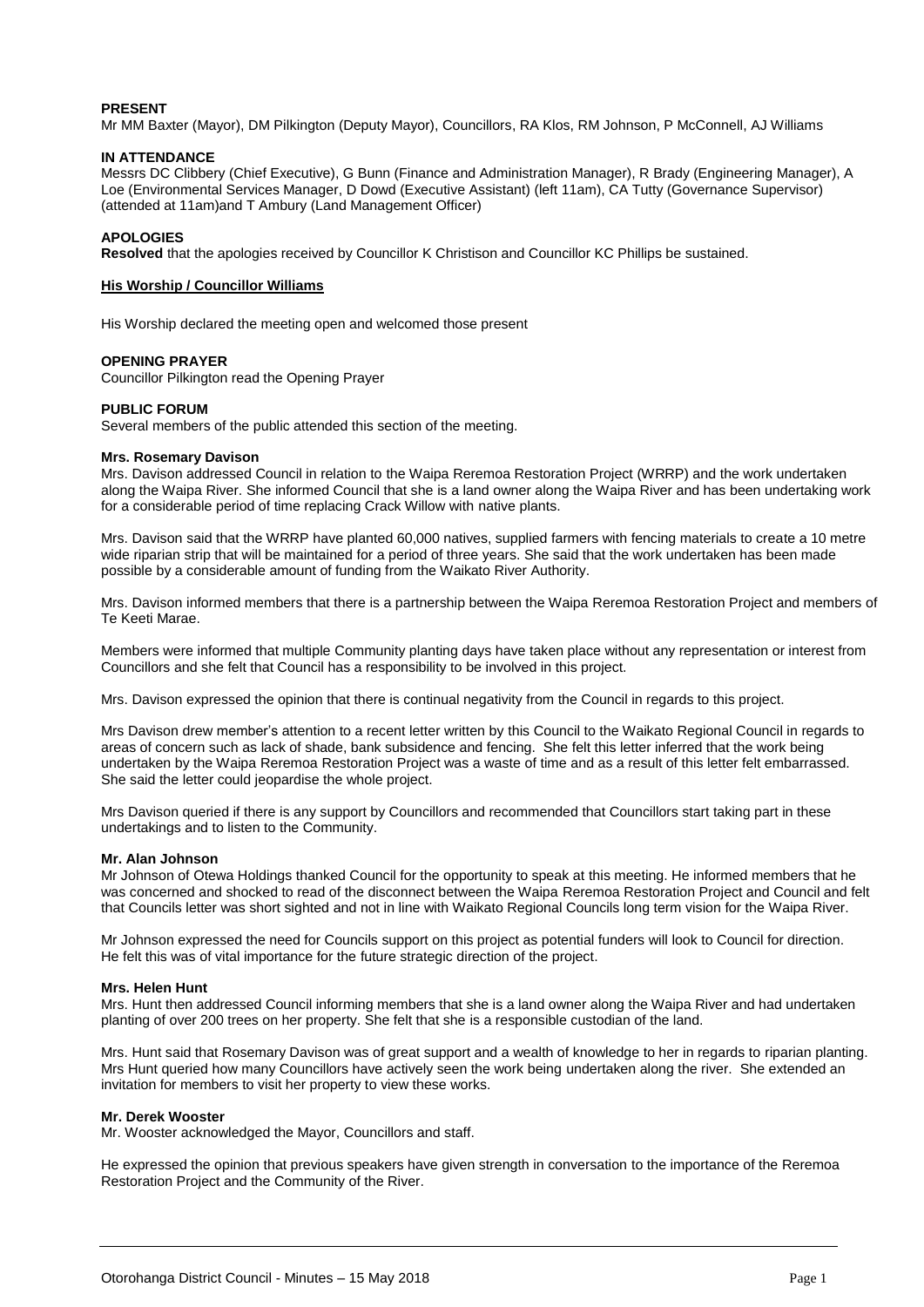**PRESENT**
Mr MM Baxter (Mayor), DM Pilkington (Deputy Mayor), Councillors, RA Klos, RM Johnson, P McConnell, AJ Williams

**IN ATTENDANCE**
Messrs DC Clibbery (Chief Executive), G Bunn (Finance and Administration Manager), R Brady (Engineering Manager), A Loe (Environmental Services Manager, D Dowd (Executive Assistant) (left 11am), CA Tutty (Governance Supervisor) (attended at 11am)and T Ambury (Land Management Officer)

**APOLOGIES**
**Resolved** that the apologies received by Councillor K Christison and Councillor KC Phillips be sustained.

**His Worship / Councillor Williams**

His Worship declared the meeting open and welcomed those present

**OPENING PRAYER**
Councillor Pilkington read the Opening Prayer

**PUBLIC FORUM**
Several members of the public attended this section of the meeting.

**Mrs. Rosemary Davison**
Mrs. Davison addressed Council in relation to the Waipa Reremoa Restoration Project (WRRP) and the work undertaken along the Waipa River. She informed Council that she is a land owner along the Waipa River and has been undertaking work for a considerable period of time replacing Crack Willow with native plants.

Mrs. Davison said that the WRRP have planted 60,000 natives, supplied farmers with fencing materials to create a 10 metre wide riparian strip that will be maintained for a period of three years. She said that the work undertaken has been made possible by a considerable amount of funding from the Waikato River Authority.

Mrs. Davison informed members that there is a partnership between the Waipa Reremoa Restoration Project and members of Te Keeti Marae.

Members were informed that multiple Community planting days have taken place without any representation or interest from Councillors and she felt that Council has a responsibility to be involved in this project.

Mrs. Davison expressed the opinion that there is continual negativity from the Council in regards to this project.

Mrs Davison drew member's attention to a recent letter written by this Council to the Waikato Regional Council in regards to areas of concern such as lack of shade, bank subsidence and fencing. She felt this letter inferred that the work being undertaken by the Waipa Reremoa Restoration Project was a waste of time and as a result of this letter felt embarrassed. She said the letter could jeopardise the whole project.

Mrs Davison queried if there is any support by Councillors and recommended that Councillors start taking part in these undertakings and to listen to the Community.

**Mr. Alan Johnson**
Mr Johnson of Otewa Holdings thanked Council for the opportunity to speak at this meeting. He informed members that he was concerned and shocked to read of the disconnect between the Waipa Reremoa Restoration Project and Council and felt that Councils letter was short sighted and not in line with Waikato Regional Councils long term vision for the Waipa River.

Mr Johnson expressed the need for Councils support on this project as potential funders will look to Council for direction. He felt this was of vital importance for the future strategic direction of the project.

**Mrs. Helen Hunt**
Mrs. Hunt then addressed Council informing members that she is a land owner along the Waipa River and had undertaken planting of over 200 trees on her property. She felt that she is a responsible custodian of the land.

Mrs. Hunt said that Rosemary Davison was of great support and a wealth of knowledge to her in regards to riparian planting. Mrs Hunt queried how many Councillors have actively seen the work being undertaken along the river. She extended an invitation for members to visit her property to view these works.

**Mr. Derek Wooster**
Mr. Wooster acknowledged the Mayor, Councillors and staff.

He expressed the opinion that previous speakers have given strength in conversation to the importance of the Reremoa Restoration Project and the Community of the River.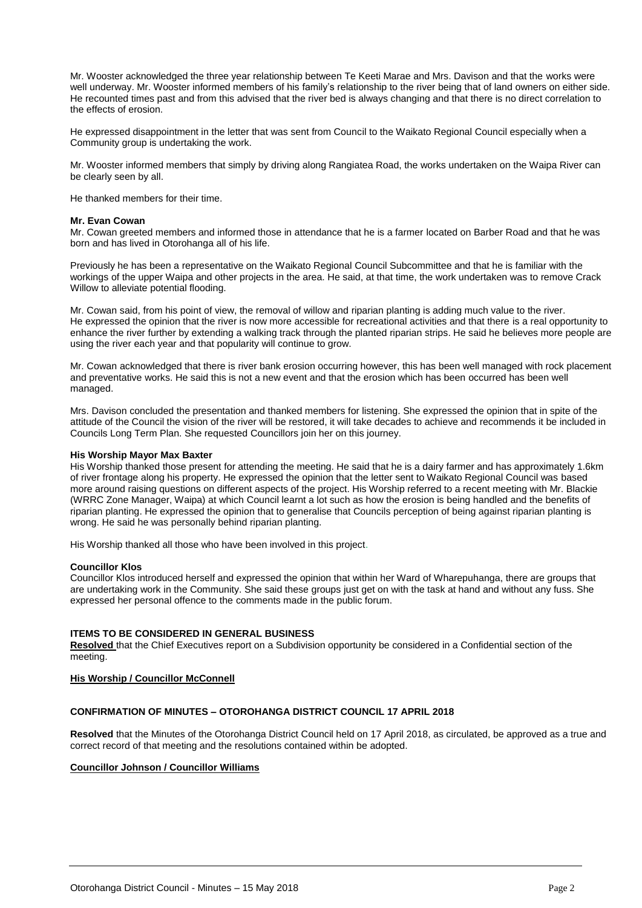Mr. Wooster acknowledged the three year relationship between Te Keeti Marae and Mrs. Davison and that the works were well underway. Mr. Wooster informed members of his family's relationship to the river being that of land owners on either side. He recounted times past and from this advised that the river bed is always changing and that there is no direct correlation to the effects of erosion.

He expressed disappointment in the letter that was sent from Council to the Waikato Regional Council especially when a Community group is undertaking the work.

Mr. Wooster informed members that simply by driving along Rangiatea Road, the works undertaken on the Waipa River can be clearly seen by all.

He thanked members for their time.

**Mr. Evan Cowan**
Mr. Cowan greeted members and informed those in attendance that he is a farmer located on Barber Road and that he was born and has lived in Otorohanga all of his life.

Previously he has been a representative on the Waikato Regional Council Subcommittee and that he is familiar with the workings of the upper Waipa and other projects in the area. He said, at that time, the work undertaken was to remove Crack Willow to alleviate potential flooding.

Mr. Cowan said, from his point of view, the removal of willow and riparian planting is adding much value to the river. He expressed the opinion that the river is now more accessible for recreational activities and that there is a real opportunity to enhance the river further by extending a walking track through the planted riparian strips. He said he believes more people are using the river each year and that popularity will continue to grow.

Mr. Cowan acknowledged that there is river bank erosion occurring however, this has been well managed with rock placement and preventative works. He said this is not a new event and that the erosion which has been occurred has been well managed.

Mrs. Davison concluded the presentation and thanked members for listening. She expressed the opinion that in spite of the attitude of the Council the vision of the river will be restored, it will take decades to achieve and recommends it be included in Councils Long Term Plan. She requested Councillors join her on this journey.

**His Worship Mayor Max Baxter**
His Worship thanked those present for attending the meeting. He said that he is a dairy farmer and has approximately 1.6km of river frontage along his property. He expressed the opinion that the letter sent to Waikato Regional Council was based more around raising questions on different aspects of the project. His Worship referred to a recent meeting with Mr. Blackie (WRRC Zone Manager, Waipa) at which Council learnt a lot such as how the erosion is being handled and the benefits of riparian planting. He expressed the opinion that to generalise that Councils perception of being against riparian planting is wrong. He said he was personally behind riparian planting.

His Worship thanked all those who have been involved in this project.

**Councillor Klos**
Councillor Klos introduced herself and expressed the opinion that within her Ward of Wharepuhanga, there are groups that are undertaking work in the Community. She said these groups just get on with the task at hand and without any fuss. She expressed her personal offence to the comments made in the public forum.

## ITEMS TO BE CONSIDERED IN GENERAL BUSINESS

**Resolved** that the Chief Executives report on a Subdivision opportunity be considered in a Confidential section of the meeting.

**His Worship / Councillor McConnell**

## CONFIRMATION OF MINUTES – OTOROHANGA DISTRICT COUNCIL 17 APRIL 2018

**Resolved** that the Minutes of the Otorohanga District Council held on 17 April 2018, as circulated, be approved as a true and correct record of that meeting and the resolutions contained within be adopted.

**Councillor Johnson / Councillor Williams**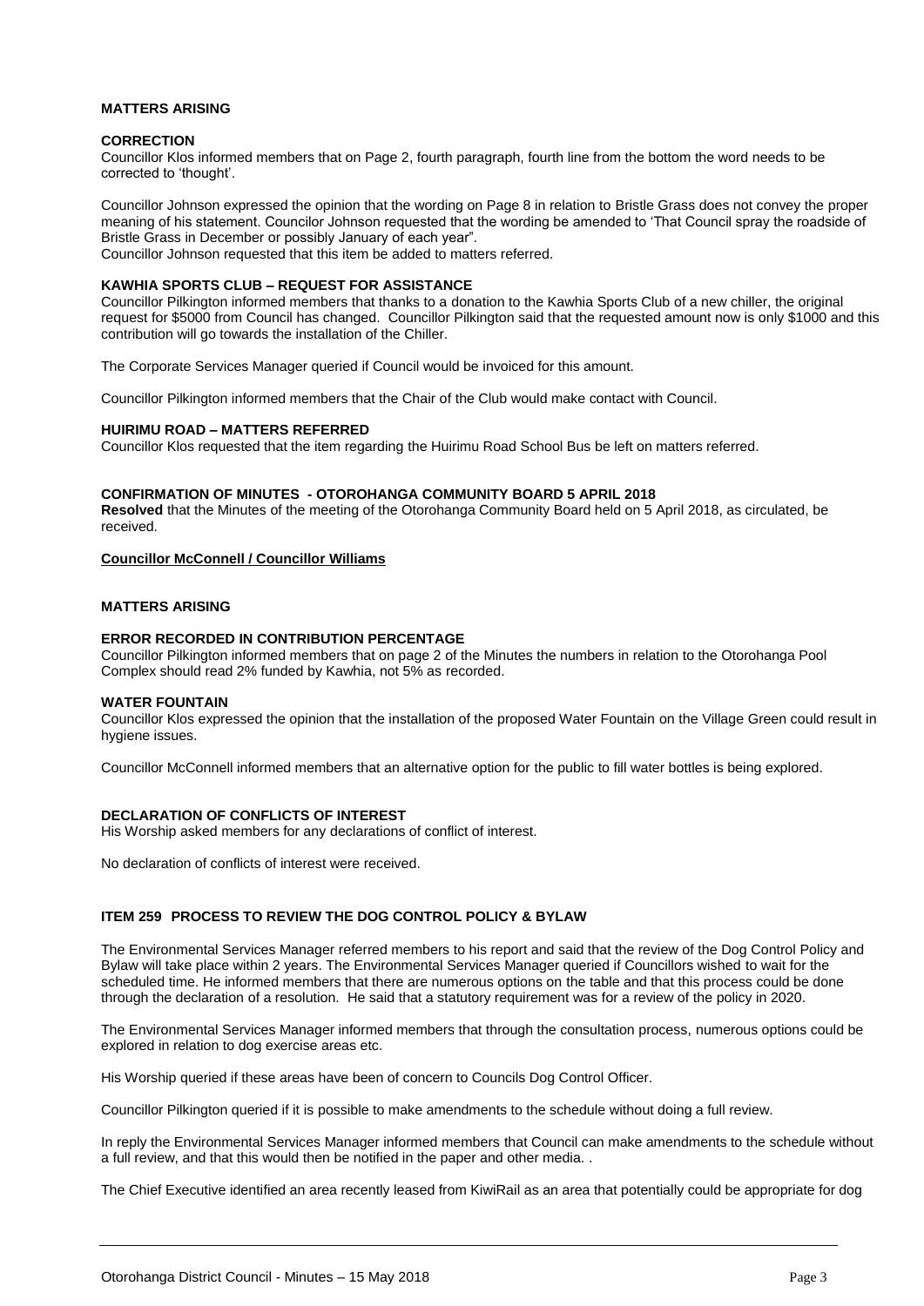**MATTERS ARISING**

**CORRECTION**

Councillor Klos informed members that on Page 2, fourth paragraph, fourth line from the bottom the word needs to be corrected to 'thought'.

Councillor Johnson expressed the opinion that the wording on Page 8 in relation to Bristle Grass does not convey the proper meaning of his statement. Councilor Johnson requested that the wording be amended to 'That Council spray the roadside of Bristle Grass in December or possibly January of each year".

Councillor Johnson requested that this item be added to matters referred.

**KAWHIA SPORTS CLUB – REQUEST FOR ASSISTANCE**

Councillor Pilkington informed members that thanks to a donation to the Kawhia Sports Club of a new chiller, the original request for $5000 from Council has changed. Councillor Pilkington said that the requested amount now is only $1000 and this contribution will go towards the installation of the Chiller.

The Corporate Services Manager queried if Council would be invoiced for this amount.

Councillor Pilkington informed members that the Chair of the Club would make contact with Council.

**HUIRIMU ROAD – MATTERS REFERRED**

Councillor Klos requested that the item regarding the Huirimu Road School Bus be left on matters referred.

**CONFIRMATION OF MINUTES - OTOROHANGA COMMUNITY BOARD 5 APRIL 2018**

**Resolved** that the Minutes of the meeting of the Otorohanga Community Board held on 5 April 2018, as circulated, be received.

**Councillor McConnell / Councillor Williams**

**MATTERS ARISING**

**ERROR RECORDED IN CONTRIBUTION PERCENTAGE**

Councillor Pilkington informed members that on page 2 of the Minutes the numbers in relation to the Otorohanga Pool Complex should read 2% funded by Kawhia, not 5% as recorded.

**WATER FOUNTAIN**

Councillor Klos expressed the opinion that the installation of the proposed Water Fountain on the Village Green could result in hygiene issues.

Councillor McConnell informed members that an alternative option for the public to fill water bottles is being explored.

**DECLARATION OF CONFLICTS OF INTEREST**

His Worship asked members for any declarations of conflict of interest.

No declaration of conflicts of interest were received.

**ITEM 259 PROCESS TO REVIEW THE DOG CONTROL POLICY & BYLAW**

The Environmental Services Manager referred members to his report and said that the review of the Dog Control Policy and Bylaw will take place within 2 years. The Environmental Services Manager queried if Councillors wished to wait for the scheduled time. He informed members that there are numerous options on the table and that this process could be done through the declaration of a resolution. He said that a statutory requirement was for a review of the policy in 2020.

The Environmental Services Manager informed members that through the consultation process, numerous options could be explored in relation to dog exercise areas etc.

His Worship queried if these areas have been of concern to Councils Dog Control Officer.

Councillor Pilkington queried if it is possible to make amendments to the schedule without doing a full review.

In reply the Environmental Services Manager informed members that Council can make amendments to the schedule without a full review, and that this would then be notified in the paper and other media. .

The Chief Executive identified an area recently leased from KiwiRail as an area that potentially could be appropriate for dog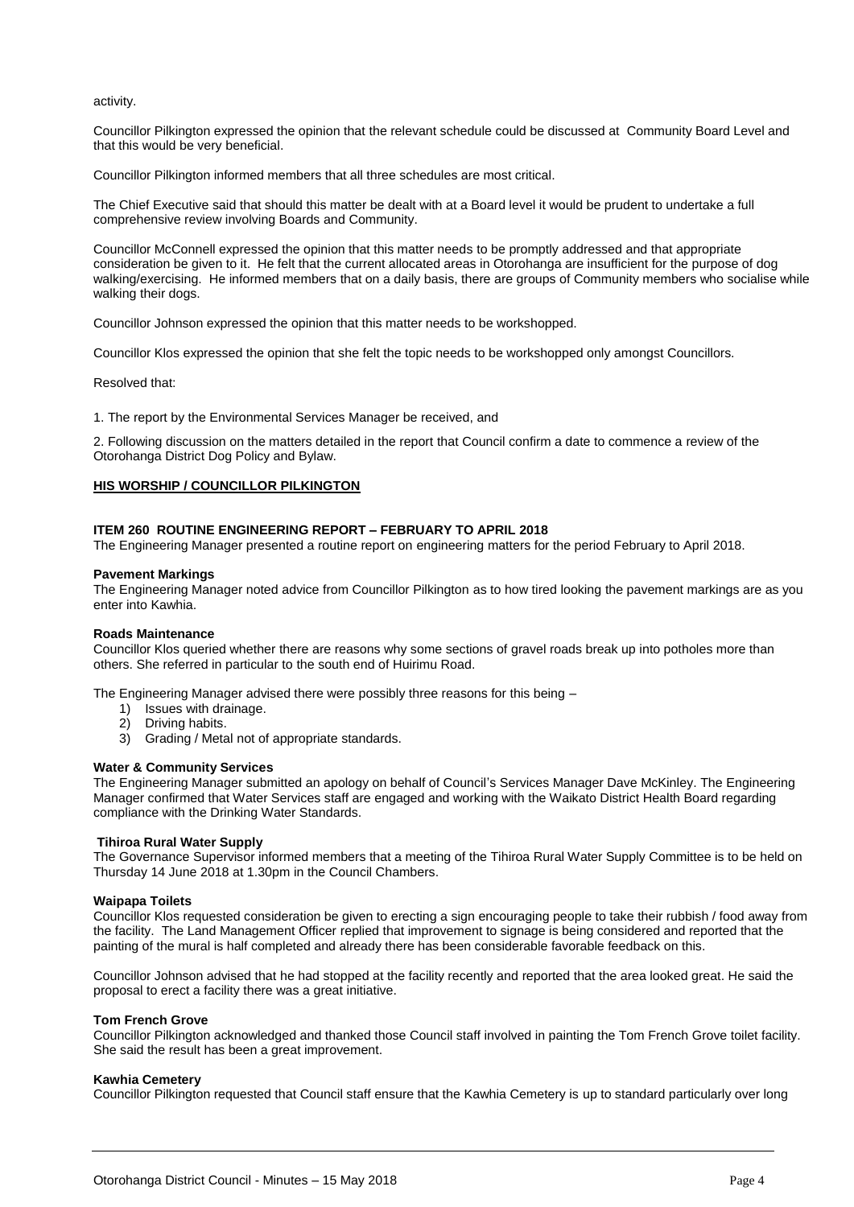activity.

Councillor Pilkington expressed the opinion that the relevant schedule could be discussed at Community Board Level and that this would be very beneficial.

Councillor Pilkington informed members that all three schedules are most critical.

The Chief Executive said that should this matter be dealt with at a Board level it would be prudent to undertake a full comprehensive review involving Boards and Community.

Councillor McConnell expressed the opinion that this matter needs to be promptly addressed and that appropriate consideration be given to it. He felt that the current allocated areas in Otorohanga are insufficient for the purpose of dog walking/exercising. He informed members that on a daily basis, there are groups of Community members who socialise while walking their dogs.

Councillor Johnson expressed the opinion that this matter needs to be workshopped.

Councillor Klos expressed the opinion that she felt the topic needs to be workshopped only amongst Councillors.

Resolved that:

1. The report by the Environmental Services Manager be received, and

2. Following discussion on the matters detailed in the report that Council confirm a date to commence a review of the Otorohanga District Dog Policy and Bylaw.

**HIS WORSHIP / COUNCILLOR PILKINGTON**

**ITEM 260 ROUTINE ENGINEERING REPORT – FEBRUARY TO APRIL 2018**

The Engineering Manager presented a routine report on engineering matters for the period February to April 2018.

**Pavement Markings**

The Engineering Manager noted advice from Councillor Pilkington as to how tired looking the pavement markings are as you enter into Kawhia.

**Roads Maintenance**

Councillor Klos queried whether there are reasons why some sections of gravel roads break up into potholes more than others. She referred in particular to the south end of Huirimu Road.

The Engineering Manager advised there were possibly three reasons for this being –

1) Issues with drainage.
2) Driving habits.
3) Grading / Metal not of appropriate standards.

**Water & Community Services**

The Engineering Manager submitted an apology on behalf of Council's Services Manager Dave McKinley. The Engineering Manager confirmed that Water Services staff are engaged and working with the Waikato District Health Board regarding compliance with the Drinking Water Standards.

**Tihiroa Rural Water Supply**

The Governance Supervisor informed members that a meeting of the Tihiroa Rural Water Supply Committee is to be held on Thursday 14 June 2018 at 1.30pm in the Council Chambers.

**Waipapa Toilets**

Councillor Klos requested consideration be given to erecting a sign encouraging people to take their rubbish / food away from the facility. The Land Management Officer replied that improvement to signage is being considered and reported that the painting of the mural is half completed and already there has been considerable favorable feedback on this.

Councillor Johnson advised that he had stopped at the facility recently and reported that the area looked great. He said the proposal to erect a facility there was a great initiative.

**Tom French Grove**

Councillor Pilkington acknowledged and thanked those Council staff involved in painting the Tom French Grove toilet facility. She said the result has been a great improvement.

**Kawhia Cemetery**

Councillor Pilkington requested that Council staff ensure that the Kawhia Cemetery is up to standard particularly over long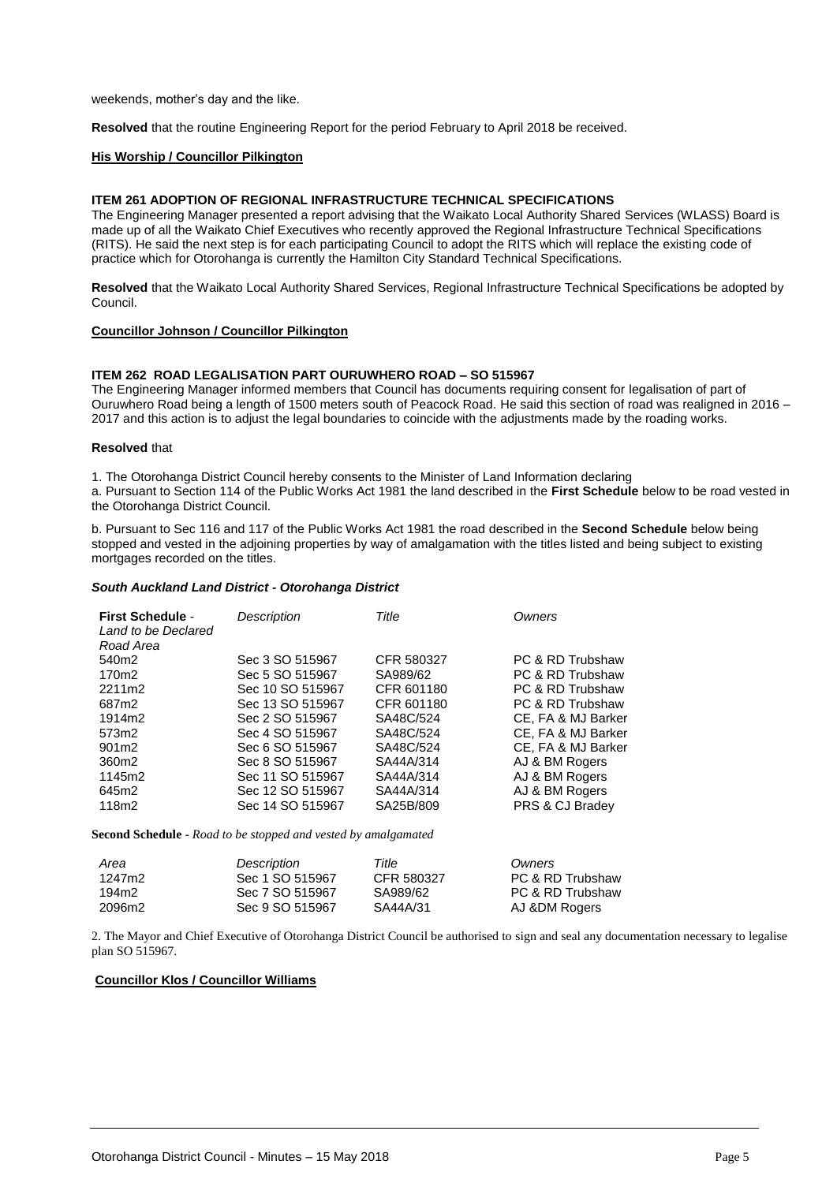weekends, mother's day and the like.

**Resolved** that the routine Engineering Report for the period February to April 2018 be received.

**His Worship / Councillor Pilkington**

### ITEM 261 ADOPTION OF REGIONAL INFRASTRUCTURE TECHNICAL SPECIFICATIONS

The Engineering Manager presented a report advising that the Waikato Local Authority Shared Services (WLASS) Board is made up of all the Waikato Chief Executives who recently approved the Regional Infrastructure Technical Specifications (RITS). He said the next step is for each participating Council to adopt the RITS which will replace the existing code of practice which for Otorohanga is currently the Hamilton City Standard Technical Specifications.

**Resolved** that the Waikato Local Authority Shared Services, Regional Infrastructure Technical Specifications be adopted by Council.

**Councillor Johnson / Councillor Pilkington**

### ITEM 262 ROAD LEGALISATION PART OURUWHERO ROAD – SO 515967

The Engineering Manager informed members that Council has documents requiring consent for legalisation of part of Ouruwhero Road being a length of 1500 meters south of Peacock Road. He said this section of road was realigned in 2016 – 2017 and this action is to adjust the legal boundaries to coincide with the adjustments made by the roading works.

**Resolved** that

1. The Otorohanga District Council hereby consents to the Minister of Land Information declaring

a. Pursuant to Section 114 of the Public Works Act 1981 the land described in the **First Schedule** below to be road vested in the Otorohanga District Council.

b. Pursuant to Sec 116 and 117 of the Public Works Act 1981 the road described in the **Second Schedule** below being stopped and vested in the adjoining properties by way of amalgamation with the titles listed and being subject to existing mortgages recorded on the titles.

***South Auckland Land District - Otorohanga District***

| **First Schedule** - *Land to be Declared Road Area* | *Description* | *Title* | *Owners* |
|---|---|---|---|
| 540m2 | Sec 3 SO 515967 | CFR 580327 | PC & RD Trubshaw |
| 170m2 | Sec 5 SO 515967 | SA989/62 | PC & RD Trubshaw |
| 2211m2 | Sec 10 SO 515967 | CFR 601180 | PC & RD Trubshaw |
| 687m2 | Sec 13 SO 515967 | CFR 601180 | PC & RD Trubshaw |
| 1914m2 | Sec 2 SO 515967 | SA48C/524 | CE, FA & MJ Barker |
| 573m2 | Sec 4 SO 515967 | SA48C/524 | CE, FA & MJ Barker |
| 901m2 | Sec 6 SO 515967 | SA48C/524 | CE, FA & MJ Barker |
| 360m2 | Sec 8 SO 515967 | SA44A/314 | AJ & BM Rogers |
| 1145m2 | Sec 11 SO 515967 | SA44A/314 | AJ & BM Rogers |
| 645m2 | Sec 12 SO 515967 | SA44A/314 | AJ & BM Rogers |
| 118m2 | Sec 14 SO 515967 | SA25B/809 | PRS & CJ Bradey |

**Second Schedule** - *Road to be stopped and vested by amalgamated*

| *Area* | *Description* | *Title* | *Owners* |
|---|---|---|---|
| 1247m2 | Sec 1 SO 515967 | CFR 580327 | PC & RD Trubshaw |
| 194m2 | Sec 7 SO 515967 | SA989/62 | PC & RD Trubshaw |
| 2096m2 | Sec 9 SO 515967 | SA44A/31 | AJ &DM Rogers |

2. The Mayor and Chief Executive of Otorohanga District Council be authorised to sign and seal any documentation necessary to legalise plan SO 515967.

**Councillor Klos / Councillor Williams**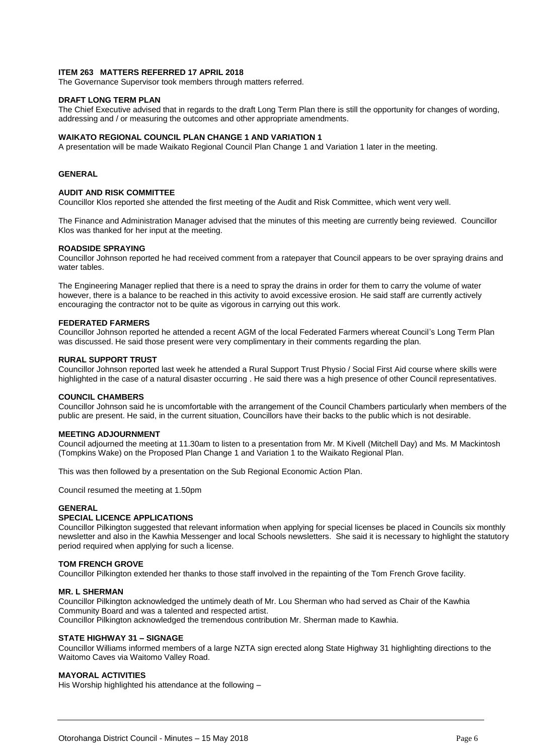**ITEM 263 MATTERS REFERRED 17 APRIL 2018**

The Governance Supervisor took members through matters referred.

**DRAFT LONG TERM PLAN**

The Chief Executive advised that in regards to the draft Long Term Plan there is still the opportunity for changes of wording, addressing and / or measuring the outcomes and other appropriate amendments.

**WAIKATO REGIONAL COUNCIL PLAN CHANGE 1 AND VARIATION 1**

A presentation will be made Waikato Regional Council Plan Change 1 and Variation 1 later in the meeting.

**GENERAL**

**AUDIT AND RISK COMMITTEE**

Councillor Klos reported she attended the first meeting of the Audit and Risk Committee, which went very well.

The Finance and Administration Manager advised that the minutes of this meeting are currently being reviewed. Councillor Klos was thanked for her input at the meeting.

**ROADSIDE SPRAYING**

Councillor Johnson reported he had received comment from a ratepayer that Council appears to be over spraying drains and water tables.

The Engineering Manager replied that there is a need to spray the drains in order for them to carry the volume of water however, there is a balance to be reached in this activity to avoid excessive erosion. He said staff are currently actively encouraging the contractor not to be quite as vigorous in carrying out this work.

**FEDERATED FARMERS**

Councillor Johnson reported he attended a recent AGM of the local Federated Farmers whereat Council's Long Term Plan was discussed. He said those present were very complimentary in their comments regarding the plan.

**RURAL SUPPORT TRUST**

Councillor Johnson reported last week he attended a Rural Support Trust Physio / Social First Aid course where skills were highlighted in the case of a natural disaster occurring . He said there was a high presence of other Council representatives.

**COUNCIL CHAMBERS**

Councillor Johnson said he is uncomfortable with the arrangement of the Council Chambers particularly when members of the public are present. He said, in the current situation, Councillors have their backs to the public which is not desirable.

**MEETING ADJOURNMENT**

Council adjourned the meeting at 11.30am to listen to a presentation from Mr. M Kivell (Mitchell Day) and Ms. M Mackintosh (Tompkins Wake) on the Proposed Plan Change 1 and Variation 1 to the Waikato Regional Plan.

This was then followed by a presentation on the Sub Regional Economic Action Plan.

Council resumed the meeting at 1.50pm

**GENERAL**

**SPECIAL LICENCE APPLICATIONS**

Councillor Pilkington suggested that relevant information when applying for special licenses be placed in Councils six monthly newsletter and also in the Kawhia Messenger and local Schools newsletters. She said it is necessary to highlight the statutory period required when applying for such a license.

**TOM FRENCH GROVE**

Councillor Pilkington extended her thanks to those staff involved in the repainting of the Tom French Grove facility.

**MR. L SHERMAN**

Councillor Pilkington acknowledged the untimely death of Mr. Lou Sherman who had served as Chair of the Kawhia Community Board and was a talented and respected artist.

Councillor Pilkington acknowledged the tremendous contribution Mr. Sherman made to Kawhia.

**STATE HIGHWAY 31 – SIGNAGE**

Councillor Williams informed members of a large NZTA sign erected along State Highway 31 highlighting directions to the Waitomo Caves via Waitomo Valley Road.

**MAYORAL ACTIVITIES**

His Worship highlighted his attendance at the following –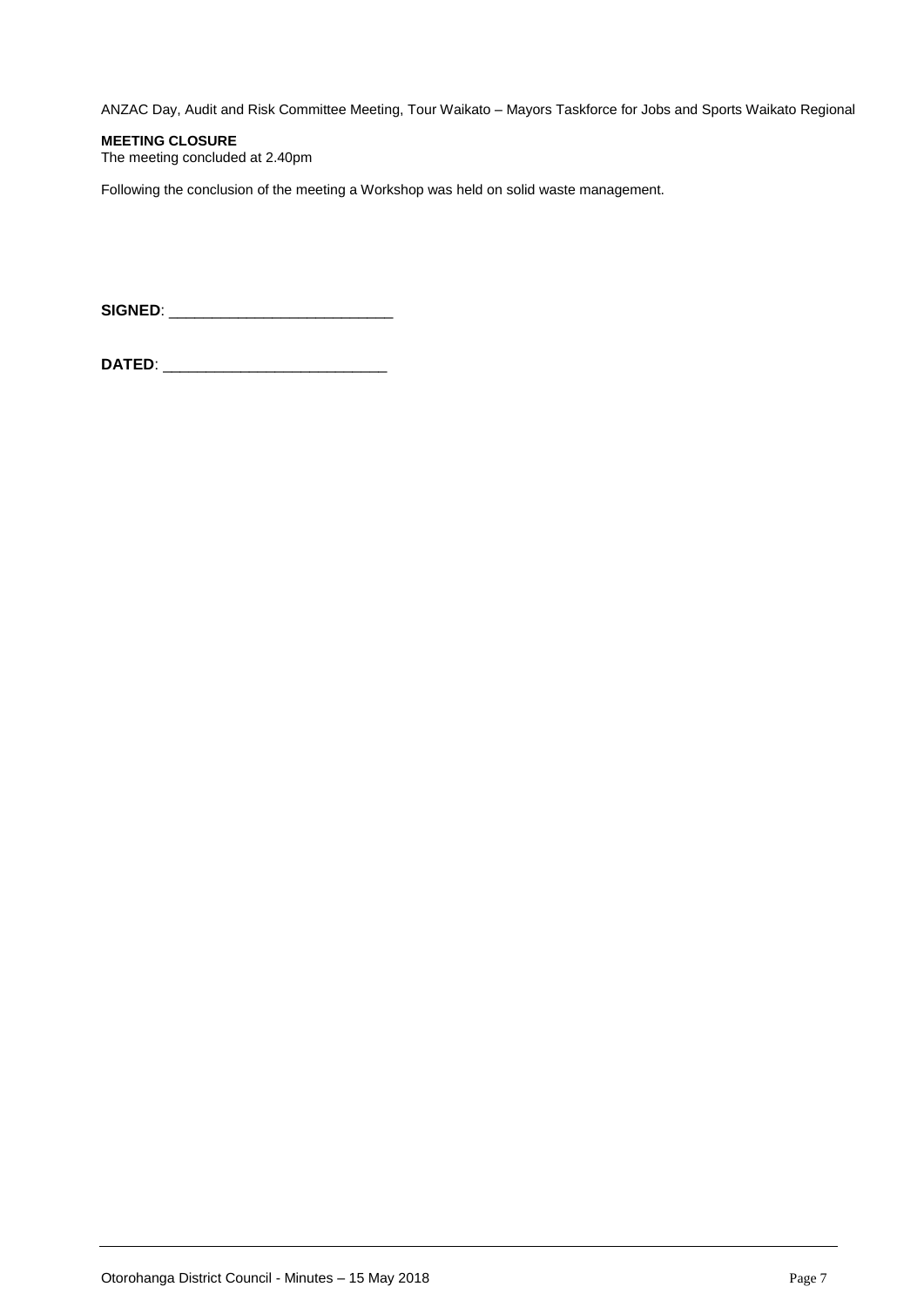ANZAC Day, Audit and Risk Committee Meeting, Tour Waikato – Mayors Taskforce for Jobs and Sports Waikato Regional

**MEETING CLOSURE**
The meeting concluded at 2.40pm

Following the conclusion of the meeting a Workshop was held on solid waste management.

**SIGNED**: ___________________________

**DATED**: ___________________________